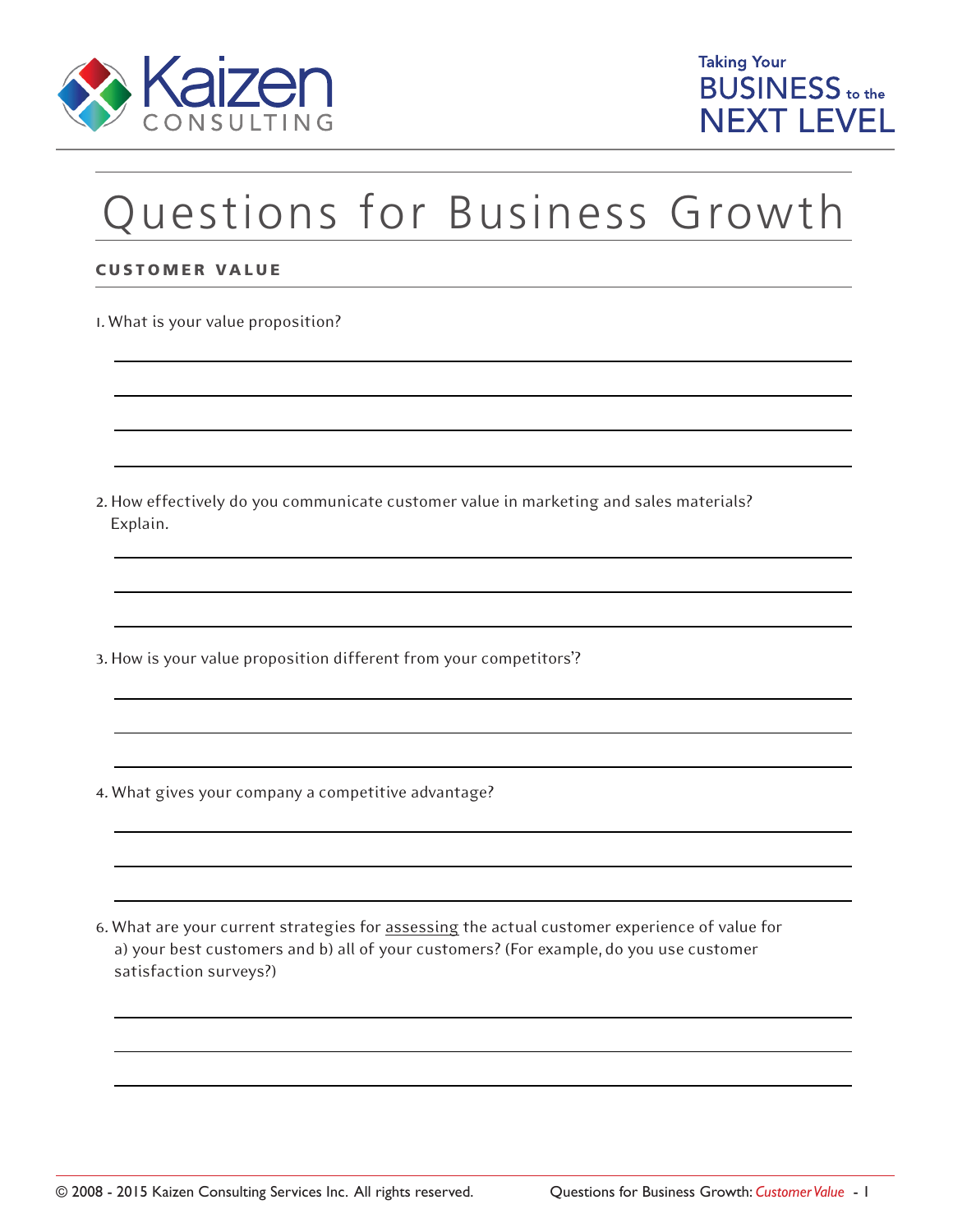# Questions for Business Growth

## CUSTOMER VALUE

1. What is your value proposition?

2. How effectively do you communicate customer value in marketing and sales materials? Explain.

3. How is your value proposition different from your competitors'?

4. What gives your company a competitive advantage?

6. What are your current strategies for <u>assessing</u> the actual customer experience of value for a) your best customers and b) all of your customers? (For example, do you use customer satisfaction surveys?)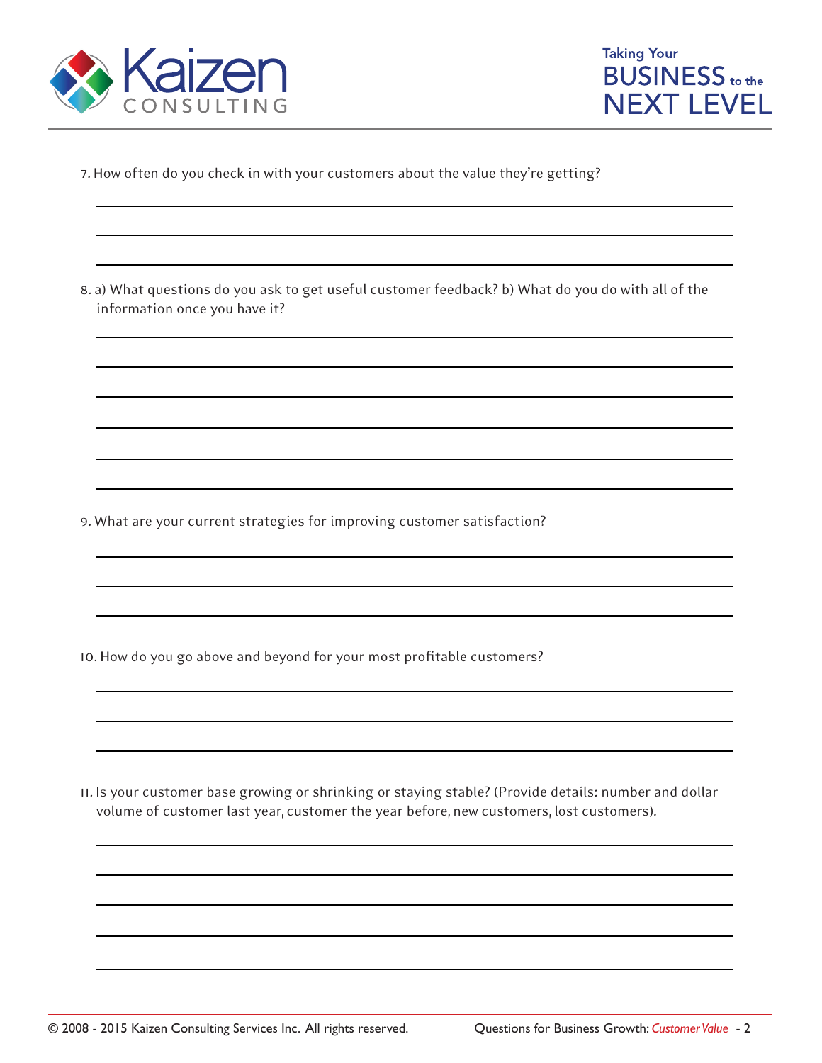7. How often do you check in with your customers about the value they're getting?

8. a) What questions do you ask to get useful customer feedback? b) What do you do with all of the information once you have it?

9. What are your current strategies for improving customer satisfaction?

10. How do you go above and beyond for your most profitable customers?

11. Is your customer base growing or shrinking or staying stable? (Provide details: number and dollar volume of customer last year, customer the year before, new customers, lost customers).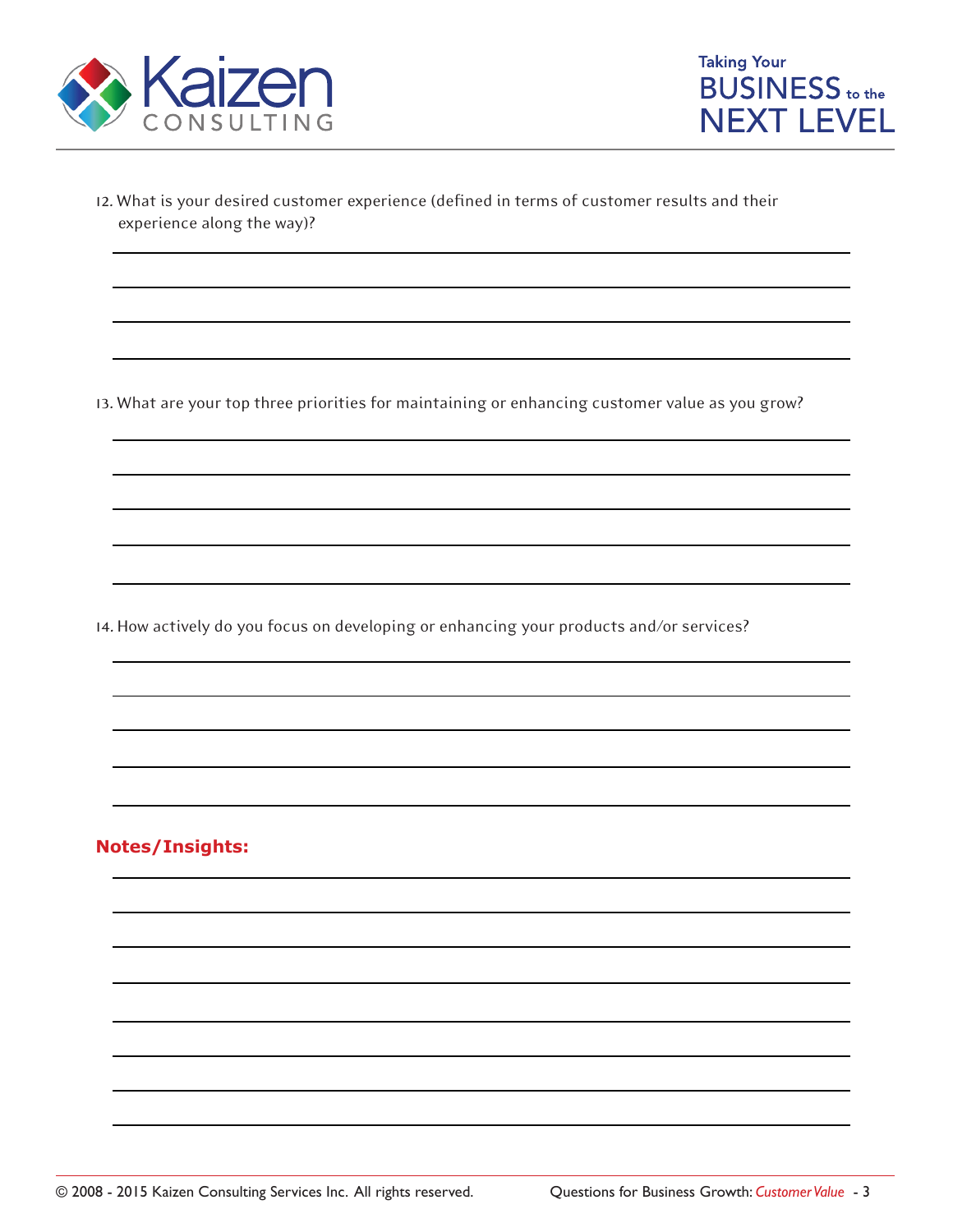12. What is your desired customer experience (defined in terms of customer results and their experience along the way)?

13. What are your top three priorities for maintaining or enhancing customer value as you grow?

14. How actively do you focus on developing or enhancing your products and/or services?

**Notes/Insights:**